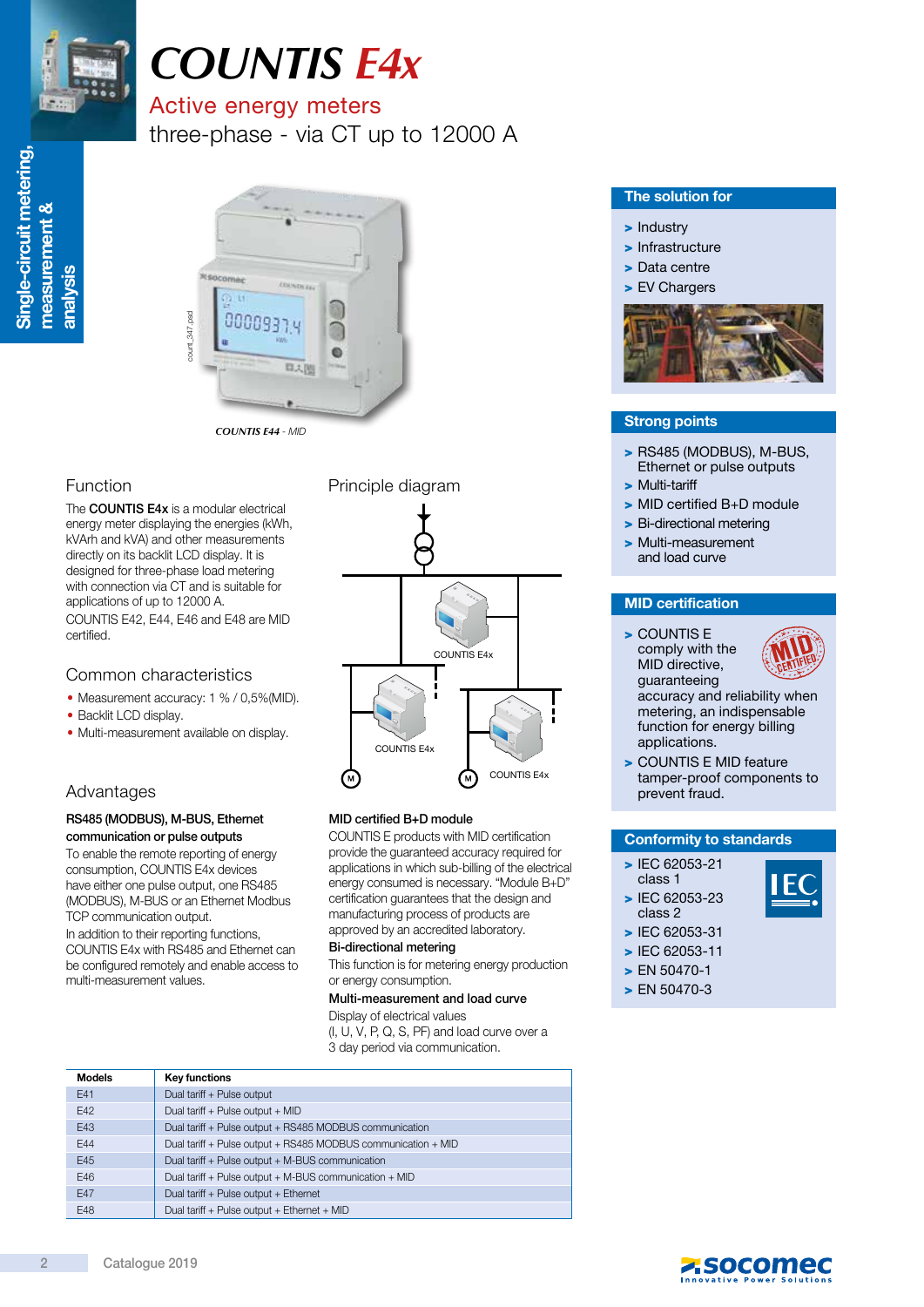# COUNTIS E4x

## Active energy meters

three-phase - via CT up to 12000 A

*COUNTIS E44 - MID*

### The solution for

- Industry
- Infrastructure
- Data centre
- EV Chargers

### Function

The **COUNTIS E4x** is a modular electrical energy meter displaying the energies (kWh, kVArh and kVA) and other measurements directly on its backlit LCD display. It is designed for three-phase load metering with connection via CT and is suitable for applications of up to 12000 A.

COUNTIS E42, E44, E46 and E48 are MID certified.

### Common characteristics

- Measurement accuracy: 1 % / 0,5%(MID).
- Backlit LCD display.
- Multi-measurement available on display.

### Principle diagram

COUNTIS E4x

COUNTIS E4x

COUNTIS E4x

### Advantages

**RS485 (MODBUS), M-BUS, Ethernet communication or pulse outputs**

To enable the remote reporting of energy consumption, COUNTIS E4x devices have either one pulse output, one RS485 (MODBUS), M-BUS or an Ethernet Modbus TCP communication output.

In addition to their reporting functions, COUNTIS E4x with RS485 and Ethernet can be configured remotely and enable access to multi-measurement values.

**MID certified B+D module**

COUNTIS E products with MID certification provide the guaranteed accuracy required for applications in which sub-billing of the electrical energy consumed is necessary. "Module B+D" certification guarantees that the design and manufacturing process of products are approved by an accredited laboratory.

**Bi-directional metering**

This function is for metering energy production or energy consumption.

**Multi-measurement and load curve**

Display of electrical values (I, U, V, P, Q, S, PF) and load curve over a 3 day period via communication.

### Strong points

- RS485 (MODBUS), M-BUS, Ethernet or pulse outputs
- Multi-tariff
- MID certified B+D module
- Bi-directional metering
- Multi-measurement and load curve

### MID certification

- COUNTIS E comply with the MID directive, guaranteeing accuracy and reliability when metering, an indispensable function for energy billing applications.
- COUNTIS E MID feature tamper-proof components to prevent fraud.

### Conformity to standards

- IEC 62053-21 class 1
- IEC 62053-23 class 2
- IEC 62053-31
- IEC 62053-11
- EN 50470-1
- EN 50470-3

| Models | Key functions |
|---|---|
| E41 | Dual tariff + Pulse output |
| E42 | Dual tariff + Pulse output + MID |
| E43 | Dual tariff + Pulse output + RS485 MODBUS communication |
| E44 | Dual tariff + Pulse output + RS485 MODBUS communication + MID |
| E45 | Dual tariff + Pulse output + M-BUS communication |
| E46 | Dual tariff + Pulse output + M-BUS communication + MID |
| E47 | Dual tariff + Pulse output + Ethernet |
| E48 | Dual tariff + Pulse output + Ethernet + MID |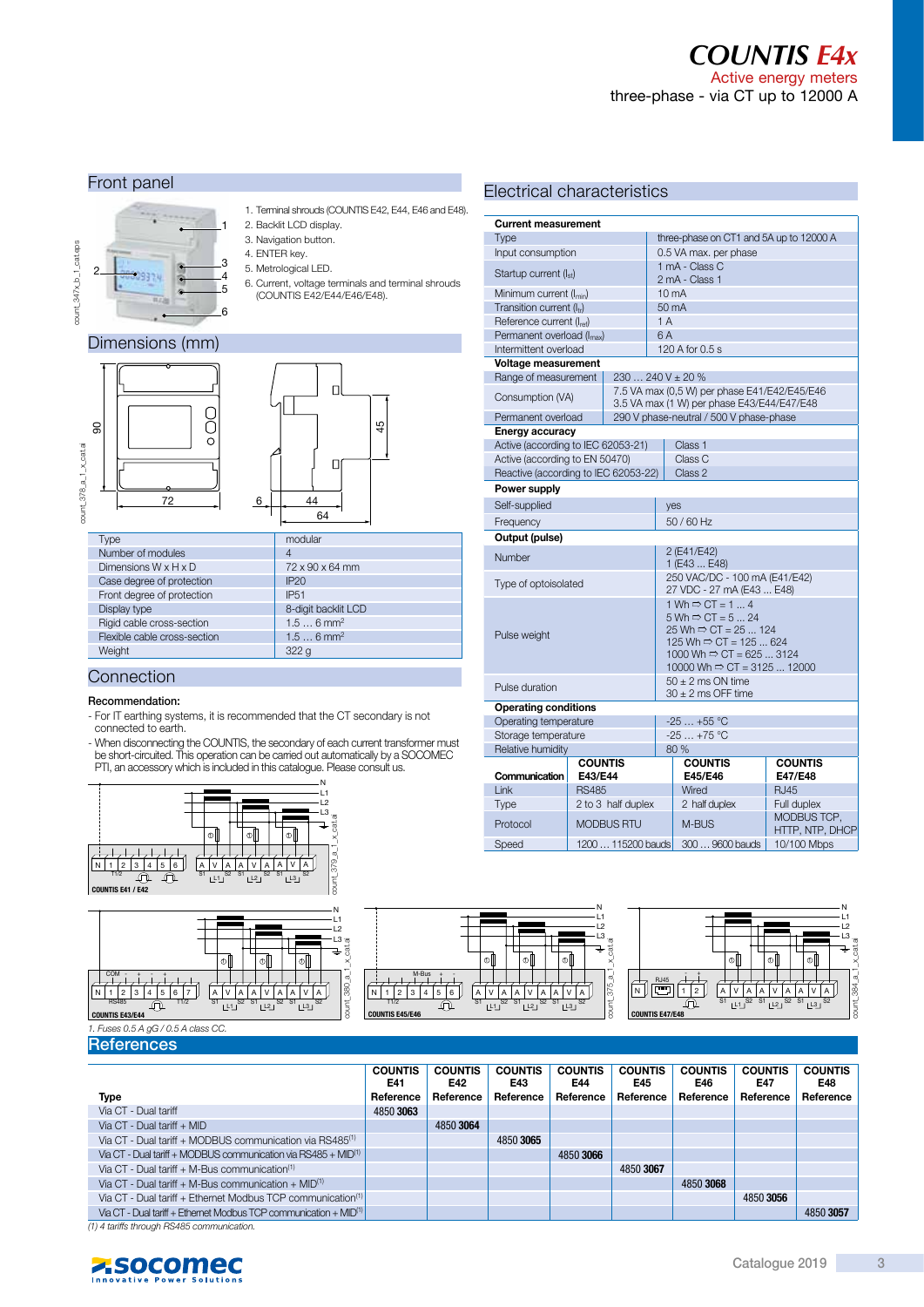# COUNTIS E4x

Active energy meters

three-phase - via CT up to 12000 A

## Front panel

1. Terminal shrouds (COUNTIS E42, E44, E46 and E48).
2. Backlit LCD display.
3. Navigation button.
4. ENTER key.
5. Metrological LED.
6. Current, voltage terminals and terminal shrouds (COUNTIS E42/E44/E46/E48).

## Dimensions (mm)

90
72
45
6
44
64

| | |
|---|---|
| Type | modular |
| Number of modules | 4 |
| Dimensions W x H x D | 72 x 90 x 64 mm |
| Case degree of protection | IP20 |
| Front degree of protection | IP51 |
| Display type | 8-digit backlit LCD |
| Rigid cable cross-section | 1.5 … 6 mm² |
| Flexible cable cross-section | 1.5 … 6 mm² |
| Weight | 322 g |

## Connection

**Recommendation:**

- For IT earthing systems, it is recommended that the CT secondary is not connected to earth.
- When disconnecting the COUNTIS, the secondary of each current transformer must be short-circuited. This operation can be carried out automatically by a SOCOMEC PTI, an accessory which is included in this catalogue. Please consult us.

COUNTIS E41 / E42

COUNTIS E43/E44

COUNTIS E45/E46

COUNTIS E47/E48

1. Fuses 0.5 A gG / 0.5 A class CC.

## Electrical characteristics

| | | | |
|---|---|---|---|
| **Current measurement** | | | |
| Type | three-phase on CT1 and 5A up to 12000 A | | |
| Input consumption | 0.5 VA max. per phase | | |
| Startup current ($I_{st}$) | 1 mA - Class C<br>2 mA - Class 1 | | |
| Minimum current ($I_{min}$) | 10 mA | | |
| Transition current ($I_{tr}$) | 50 mA | | |
| Reference current ($I_{ref}$) | 1 A | | |
| Permanent overload ($I_{max}$) | 6 A | | |
| Intermittent overload | 120 A for 0.5 s | | |
| **Voltage measurement** | | | |
| Range of measurement | 230 … 240 V ± 20 % | | |
| Consumption (VA) | 7.5 VA max (0,5 W) per phase E41/E42/E45/E46<br>3.5 VA max (1 W) per phase E43/E44/E47/E48 | | |
| Permanent overload | 290 V phase-neutral / 500 V phase-phase | | |
| **Energy accuracy** | | | |
| Active (according to IEC 62053-21) | Class 1 | | |
| Active (according to EN 50470) | Class C | | |
| Reactive (according to IEC 62053-22) | Class 2 | | |
| **Power supply** | | | |
| Self-supplied | yes | | |
| Frequency | 50 / 60 Hz | | |
| **Output (pulse)** | | | |
| Number | 2 (E41/E42)<br>1 (E43 … E48) | | |
| Type of optoisolated | 250 VAC/DC - 100 mA (E41/E42)<br>27 VDC - 27 mA (E43 … E48) | | |
| Pulse weight | 1 Wh ⇨ CT = 1 … 4<br>5 Wh ⇨ CT = 5 … 24<br>25 Wh ⇨ CT = 25 … 124<br>125 Wh ⇨ CT = 125 … 624<br>1000 Wh ⇨ CT = 625 … 3124<br>10000 Wh ⇨ CT = 3125 … 12000 | | |
| Pulse duration | 50 ± 2 ms ON time<br>30 ± 2 ms OFF time | | |
| **Operating conditions** | | | |
| Operating temperature | -25 … +55 °C | | |
| Storage temperature | -25 … +75 °C | | |
| Relative humidity | 80 % | | |
| **Communication** | **COUNTIS E43/E44** | **COUNTIS E45/E46** | **COUNTIS E47/E48** |
| Link | RS485 | Wired | RJ45 |
| Type | 2 to 3 half duplex | 2 half duplex | Full duplex |
| Protocol | MODBUS RTU | M-BUS | MODBUS TCP, HTTP, NTP, DHCP |
| Speed | 1200 … 115200 bauds | 300 … 9600 bauds | 10/100 Mbps |

## References

| Type | COUNTIS E41 Reference | COUNTIS E42 Reference | COUNTIS E43 Reference | COUNTIS E44 Reference | COUNTIS E45 Reference | COUNTIS E46 Reference | COUNTIS E47 Reference | COUNTIS E48 Reference |
|---|---|---|---|---|---|---|---|---|
| Via CT - Dual tariff | **4850 3063** | | | | | | | |
| Via CT - Dual tariff + MID | | **4850 3064** | | | | | | |
| Via CT - Dual tariff + MODBUS communication via RS485[1] | | | **4850 3065** | | | | | |
| Via CT - Dual tariff + MODBUS communication via RS485 + MID[1] | | | | **4850 3066** | | | | |
| Via CT - Dual tariff + M-Bus communication[1] | | | | | **4850 3067** | | | |
| Via CT - Dual tariff + M-Bus communication + MID[1] | | | | | | **4850 3068** | | |
| Via CT - Dual tariff + Ethernet Modbus TCP communication[1] | | | | | | | **4850 3056** | |
| Via CT - Dual tariff + Ethernet Modbus TCP communication + MID[1] | | | | | | | | **4850 3057** |

(1) 4 tariffs through RS485 communication.